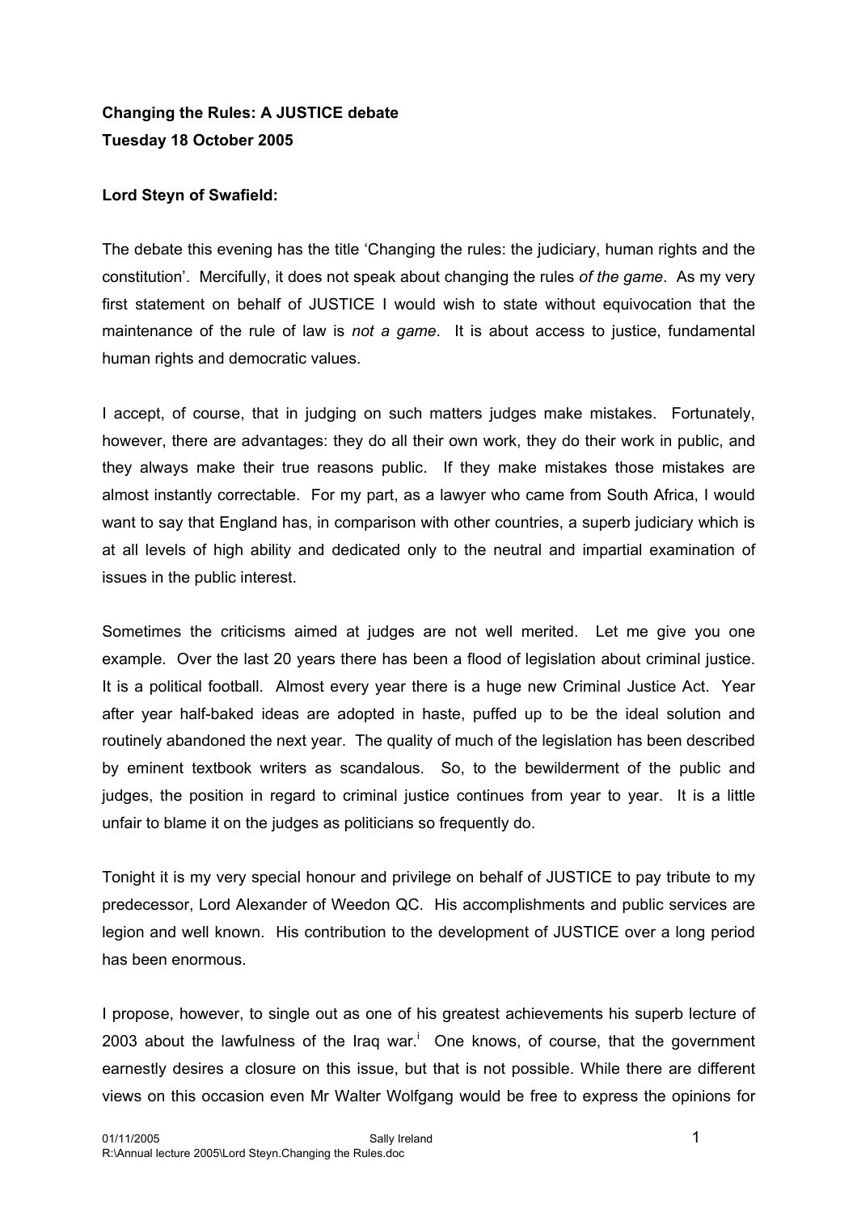**Changing the Rules: A JUSTICE debate**
**Tuesday 18 October 2005**

**Lord Steyn of Swafield:**

The debate this evening has the title 'Changing the rules: the judiciary, human rights and the constitution'. Mercifully, it does not speak about changing the rules *of the game*. As my very first statement on behalf of JUSTICE I would wish to state without equivocation that the maintenance of the rule of law is *not a game*. It is about access to justice, fundamental human rights and democratic values.

I accept, of course, that in judging on such matters judges make mistakes. Fortunately, however, there are advantages: they do all their own work, they do their work in public, and they always make their true reasons public. If they make mistakes those mistakes are almost instantly correctable. For my part, as a lawyer who came from South Africa, I would want to say that England has, in comparison with other countries, a superb judiciary which is at all levels of high ability and dedicated only to the neutral and impartial examination of issues in the public interest.

Sometimes the criticisms aimed at judges are not well merited. Let me give you one example. Over the last 20 years there has been a flood of legislation about criminal justice. It is a political football. Almost every year there is a huge new Criminal Justice Act. Year after year half-baked ideas are adopted in haste, puffed up to be the ideal solution and routinely abandoned the next year. The quality of much of the legislation has been described by eminent textbook writers as scandalous. So, to the bewilderment of the public and judges, the position in regard to criminal justice continues from year to year. It is a little unfair to blame it on the judges as politicians so frequently do.

Tonight it is my very special honour and privilege on behalf of JUSTICE to pay tribute to my predecessor, Lord Alexander of Weedon QC. His accomplishments and public services are legion and well known. His contribution to the development of JUSTICE over a long period has been enormous.

I propose, however, to single out as one of his greatest achievements his superb lecture of 2003 about the lawfulness of the Iraq war.[i] One knows, of course, that the government earnestly desires a closure on this issue, but that is not possible. While there are different views on this occasion even Mr Walter Wolfgang would be free to express the opinions for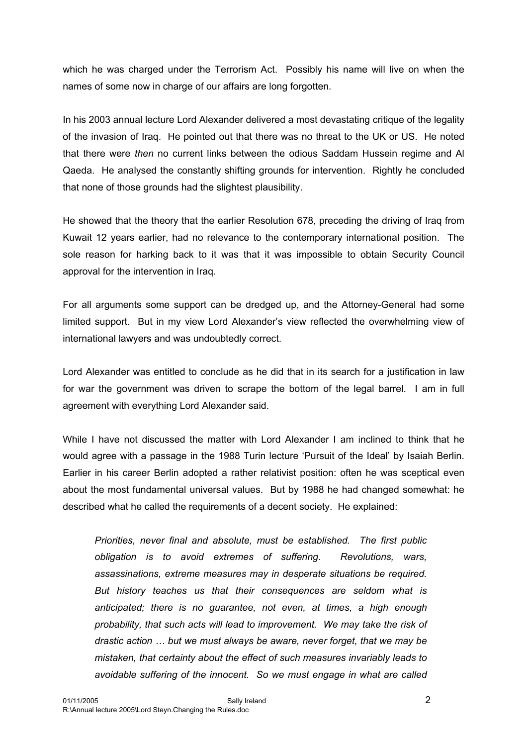which he was charged under the Terrorism Act. Possibly his name will live on when the names of some now in charge of our affairs are long forgotten.

In his 2003 annual lecture Lord Alexander delivered a most devastating critique of the legality of the invasion of Iraq. He pointed out that there was no threat to the UK or US. He noted that there were *then* no current links between the odious Saddam Hussein regime and Al Qaeda. He analysed the constantly shifting grounds for intervention. Rightly he concluded that none of those grounds had the slightest plausibility.

He showed that the theory that the earlier Resolution 678, preceding the driving of Iraq from Kuwait 12 years earlier, had no relevance to the contemporary international position. The sole reason for harking back to it was that it was impossible to obtain Security Council approval for the intervention in Iraq.

For all arguments some support can be dredged up, and the Attorney-General had some limited support. But in my view Lord Alexander's view reflected the overwhelming view of international lawyers and was undoubtedly correct.

Lord Alexander was entitled to conclude as he did that in its search for a justification in law for war the government was driven to scrape the bottom of the legal barrel. I am in full agreement with everything Lord Alexander said.

While I have not discussed the matter with Lord Alexander I am inclined to think that he would agree with a passage in the 1988 Turin lecture 'Pursuit of the Ideal' by Isaiah Berlin. Earlier in his career Berlin adopted a rather relativist position: often he was sceptical even about the most fundamental universal values. But by 1988 he had changed somewhat: he described what he called the requirements of a decent society. He explained:

> *Priorities, never final and absolute, must be established. The first public obligation is to avoid extremes of suffering. Revolutions, wars, assassinations, extreme measures may in desperate situations be required. But history teaches us that their consequences are seldom what is anticipated; there is no guarantee, not even, at times, a high enough probability, that such acts will lead to improvement. We may take the risk of drastic action … but we must always be aware, never forget, that we may be mistaken, that certainty about the effect of such measures invariably leads to avoidable suffering of the innocent. So we must engage in what are called*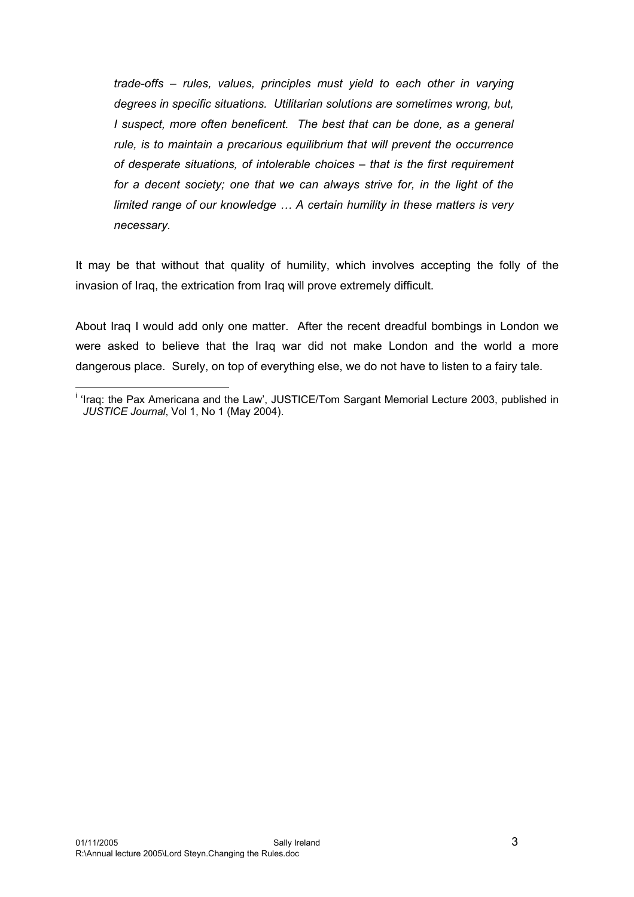*trade-offs – rules, values, principles must yield to each other in varying degrees in specific situations. Utilitarian solutions are sometimes wrong, but, I suspect, more often beneficent. The best that can be done, as a general rule, is to maintain a precarious equilibrium that will prevent the occurrence of desperate situations, of intolerable choices – that is the first requirement for a decent society; one that we can always strive for, in the light of the limited range of our knowledge … A certain humility in these matters is very necessary.*

It may be that without that quality of humility, which involves accepting the folly of the invasion of Iraq, the extrication from Iraq will prove extremely difficult.

About Iraq I would add only one matter. After the recent dreadful bombings in London we were asked to believe that the Iraq war did not make London and the world a more dangerous place. Surely, on top of everything else, we do not have to listen to a fairy tale.

---

[i] 'Iraq: the Pax Americana and the Law', JUSTICE/Tom Sargant Memorial Lecture 2003, published in *JUSTICE Journal*, Vol 1, No 1 (May 2004).